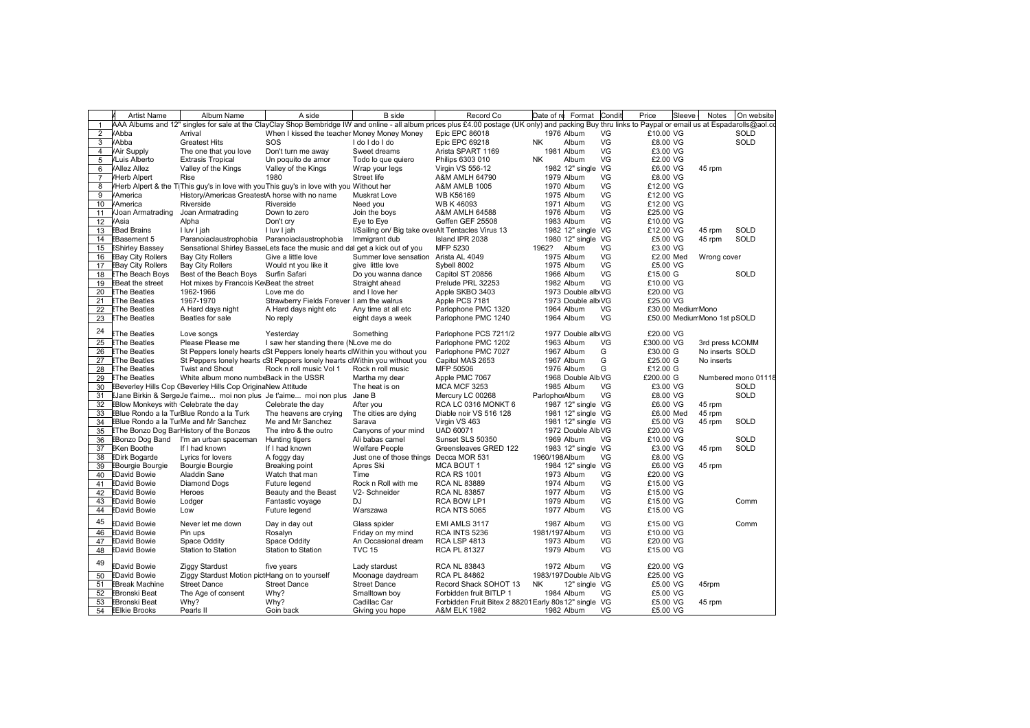| | Artist Name | Album Name | A side | B side | Record Co | Date of re | Format | Condit | Price | Sleeve | Notes | On website |
|---|---|---|---|---|---|---|---|---|---|---|---|---|
| 1 | AAA Albums and 12" singles for sale at the ClayClay Shop Bembridge IW and online - all album prices plus £4.00 postage (UK only) and packing Buy thru links to Paypal or email us at Espadarolls@aol.co | | | | | | | | | | | |
| 2 | Abba | Arrival | When I kissed the teacher | Money Money Money | Epic EPC 86018 | 1976 | Album | VG | £10.00 | VG | | SOLD |
| 3 | Abba | Greatest Hits | SOS | I do I do I do | Epic EPC 69218 | NK | Album | VG | £8.00 | VG | | SOLD |
| 4 | Air Supply | The one that you love | Don't turn me away | Sweet dreams | Arista SPART 1169 | 1981 | Album | VG | £3.00 | VG | | |
| 5 | Luis Alberto | Extrasis Tropical | Un poquito de amor | Todo lo que quiero | Philips 6303 010 | NK | Album | VG | £2.00 | VG | | |
| 6 | Allez Allez | Valley of the Kings | Valley of the Kings | Wrap your legs | Virgin VS 556-12 | 1982 | 12" single | VG | £6.00 | VG | 45 rpm | |
| 7 | Herb Alpert | Rise | 1980 | Street life | A&M AMLH 64790 | 1979 | Album | VG | £8.00 | VG | | |
| 8 | Herb Alpert & the Ti | This guy's in love with you | This guy's in love with you | Without her | A&M AMLB 1005 | 1970 | Album | VG | £12.00 | VG | | |
| 9 | America | History/Americas Greatest | A horse with no name | Muskrat Love | WB K56169 | 1975 | Album | VG | £12.00 | VG | | |
| 10 | America | Riverside | Riverside | Need you | WB K 46093 | 1971 | Album | VG | £12.00 | VG | | |
| 11 | Joan Armatrading | Joan Armatrading | Down to zero | Join the boys | A&M AMLH 64588 | 1976 | Album | VG | £25.00 | VG | | |
| 12 | Asia | Alpha | Don't cry | Eye to Eye | Geffen GEF 25508 | 1983 | Album | VG | £10.00 | VG | | |
| 13 | Bad Brains | I luv I jah | I luv I jah | I/Sailing on/ Big take over | Alt Tentacles Virus 13 | 1982 | 12" single | VG | £12.00 | VG | 45 rpm | SOLD |
| 14 | Basement 5 | Paranoiaclaustrophobia | Paranoiaclaustrophobia | Immigrant dub | Island IPR 2038 | 1980 | 12" single | VG | £5.00 | VG | 45 rpm | SOLD |
| 15 | Shirley Bassey | Sensational Shirley Basse | Lets face the music and da | I get a kick out of you | MFP 5230 | 1962? | Album | VG | £3.00 | VG | | |
| 16 | Bay City Rollers | Bay City Rollers | Give a little love | Summer love sensation | Arista AL 4049 | 1975 | Album | VG | £2.00 | Med | Wrong cover | |
| 17 | Bay City Rollers | Bay City Rollers | Would nt you like it | give little love | Sybell 8002 | 1975 | Album | VG | £5.00 | VG | | |
| 18 | The Beach Boys | Best of the Beach Boys | Surfin Safari | Do you wanna dance | Capitol ST 20856 | 1966 | Album | VG | £15.00 | G | | SOLD |
| 19 | Beat the street | Hot mixes by Francois Ke | Beat the street | Straight ahead | Prelude PRL 32253 | 1982 | Album | VG | £10.00 | VG | | |
| 20 | The Beatles | 1962-1966 | Love me do | and I love her | Apple SKBO 3403 | 1973 | Double alb | VG | £20.00 | VG | | |
| 21 | The Beatles | 1967-1970 | Strawberry Fields Forever | I am the walrus | Apple PCS 7181 | 1973 | Double alb | VG | £25.00 | VG | | |
| 22 | The Beatles | A Hard days night | A Hard days night etc | Any time at all etc | Parlophone PMC 1320 | 1964 | Album | VG | £30.00 | Medium | Mono | |
| 23 | The Beatles | Beatles for sale | No reply | eight days a week | Parlophone PMC 1240 | 1964 | Album | VG | £50.00 | Medium | Mono 1st p | SOLD |
| 24 | The Beatles | Love songs | Yesterday | Something | Parlophone PCS 7211/2 | 1977 | Double alb | VG | £20.00 | VG | | |
| 25 | The Beatles | Please Please me | I saw her standing there (N | Love me do | Parlophone PMC 1202 | 1963 | Album | VG | £300.00 | VG | 3rd press M | COMM |
| 26 | The Beatles | St Peppers lonely hearts c | St Peppers lonely hearts cl | Within you without you | Parlophone PMC 7027 | 1967 | Album | G | £30.00 | G | No inserts | SOLD |
| 27 | The Beatles | St Peppers lonely hearts c | St Peppers lonely hearts cl | Within you without you | Capitol MAS 2653 | 1967 | Album | G | £25.00 | G | No inserts | |
| 28 | The Beatles | Twist and Shout | Rock n roll music Vol 1 | Rock n roll music | MFP 50506 | 1976 | Album | G | £12.00 | G | | |
| 29 | The Beatles | White album mono numbe | Back in the USSR | Martha my dear | Apple PMC 7067 | 1968 | Double Alb | VG | £200.00 | G | Numbered mono 01118 | |
| 30 | Beverley Hills Cop ( | Beverley Hills Cop Origina | New Attitude | The heat is on | MCA MCF 3253 | 1985 | Album | VG | £3.00 | VG | | SOLD |
| 31 | Jane Birkin & Serge | Je t'aime... moi non plus | Je t'aime... moi non plus | Jane B | Mercury LC 00268 | Parlophon | Album | VG | £8.00 | VG | | SOLD |
| 32 | Blow Monkeys with | Celebrate the day | Celebrate the day | After you | RCA LC 0316 MONKT 6 | 1987 | 12" single | VG | £6.00 | VG | 45 rpm | |
| 33 | Blue Rondo a la Tur | Blue Rondo a la Turk | The heavens are crying | The cities are dying | Diable noir VS 516 128 | 1981 | 12" single | VG | £6.00 | Med | 45 rpm | |
| 34 | Blue Rondo a la Tur | Me and Mr Sanchez | Me and Mr Sanchez | Sarava | Virgin VS 463 | 1981 | 12" single | VG | £5.00 | VG | 45 rpm | SOLD |
| 35 | The Bonzo Dog Bar | History of the Bonzos | The intro & the outro | Canyons of your mind | UAD 60071 | 1972 | Double Alb | VG | £20.00 | VG | | |
| 36 | Bonzo Dog Band | I'm an urban spaceman | Hunting tigers | Ali babas camel | Sunset SLS 50350 | 1969 | Album | VG | £10.00 | VG | | SOLD |
| 37 | Ken Boothe | If I had known | If I had known | Welfare People | Greensleaves GRED 122 | 1983 | 12" single | VG | £3.00 | VG | 45 rpm | SOLD |
| 38 | Dirk Bogarde | Lyrics for lovers | A foggy day | Just one of those things | Decca MOR 531 | 1960/198 | Album | VG | £8.00 | VG | | |
| 39 | Bourgie Bourgie | Bourgie Bourgie | Breaking point | Apres Ski | MCA BOUT 1 | 1984 | 12" single | VG | £6.00 | VG | 45 rpm | |
| 40 | David Bowie | Aladdin Sane | Watch that man | Time | RCA RS 1001 | 1973 | Album | VG | £20.00 | VG | | |
| 41 | David Bowie | Diamond Dogs | Future legend | Rock n Roll with me | RCA NL 83889 | 1974 | Album | VG | £15.00 | VG | | |
| 42 | David Bowie | Heroes | Beauty and the Beast | V2- Schneider | RCA NL 83857 | 1977 | Album | VG | £15.00 | VG | | |
| 43 | David Bowie | Lodger | Fantastic voyage | DJ | RCA BOW LP1 | 1979 | Album | VG | £15.00 | VG | | Comm |
| 44 | David Bowie | Low | Future legend | Warszawa | RCA NTS 5065 | 1977 | Album | VG | £15.00 | VG | | |
| 45 | David Bowie | Never let me down | Day in day out | Glass spider | EMI AMLS 3117 | 1987 | Album | VG | £15.00 | VG | | Comm |
| 46 | David Bowie | Pin ups | Rosalyn | Friday on my mind | RCA INTS 5236 | 1981/197 | Album | VG | £10.00 | VG | | |
| 47 | David Bowie | Space Oddity | Space Oddity | An Occasional dream | RCA LSP 4813 | 1973 | Album | VG | £20.00 | VG | | |
| 48 | David Bowie | Station to Station | Station to Station | TVC 15 | RCA PL 81327 | 1979 | Album | VG | £15.00 | VG | | |
| 49 | David Bowie | Ziggy Stardust | five years | Lady stardust | RCA NL 83843 | 1972 | Album | VG | £20.00 | VG | | |
| 50 | David Bowie | Ziggy Stardust Motion pict | Hang on to yourself | Moonage daydream | RCA PL 84862 | 1983/197 | Double Alb | VG | £25.00 | VG | | |
| 51 | Break Machine | Street Dance | Street Dance | Street Dance | Record Shack SOHOT 13 | NK | 12" single | VG | £5.00 | VG | 45rpm | |
| 52 | Bronski Beat | The Age of consent | Why? | Smalltown boy | Forbidden fruit BITLP 1 | 1984 | Album | VG | £5.00 | VG | | |
| 53 | Bronski Beat | Why? | Why? | Cadillac Car | Forbidden Fruit Bitex 2 88201 | Early 80s | 12" single | VG | £5.00 | VG | 45 rpm | |
| 54 | Elkie Brooks | Pearls II | Goin back | Giving you hope | A&M ELK 1982 | 1982 | Album | VG | £5.00 | VG | | |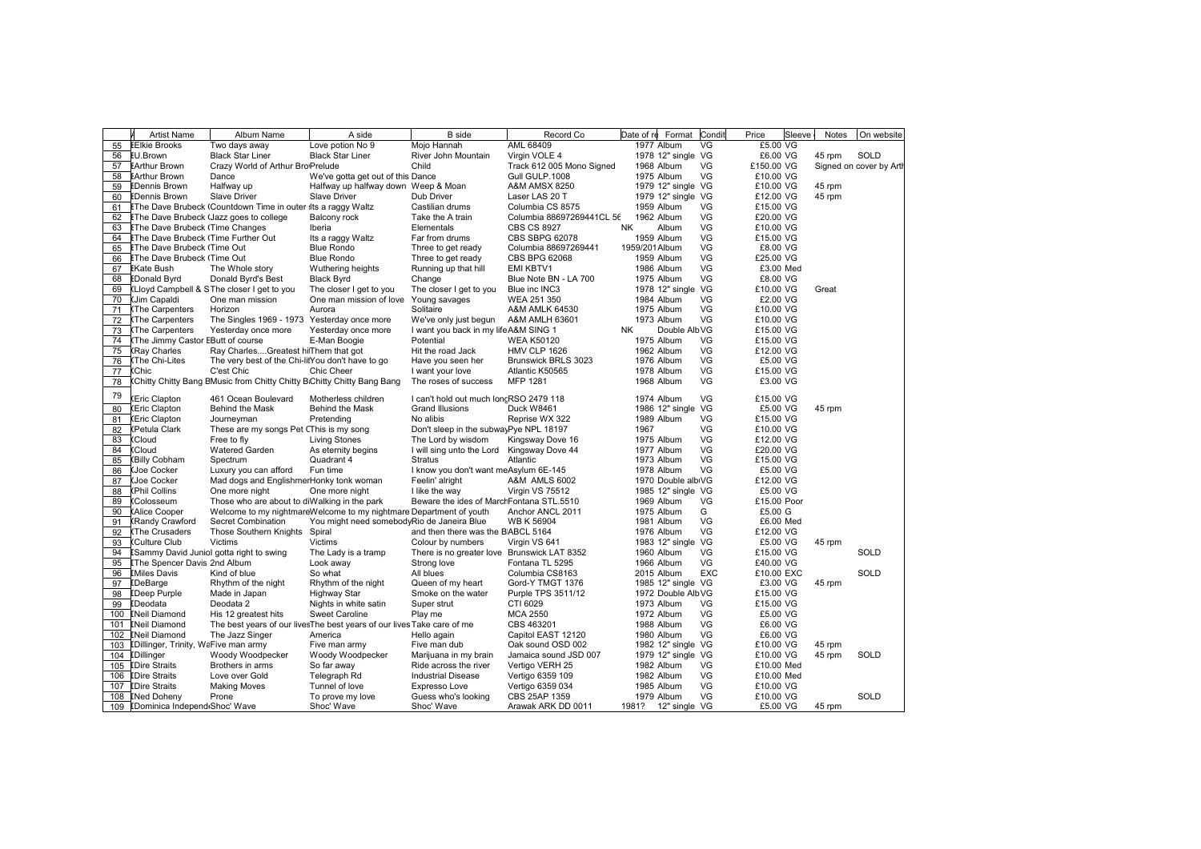| | Artist Name | Album Name | A side | B side | Record Co | Date of re | Format | Condit | Price | Sleeve | Notes | On website |
|---|---|---|---|---|---|---|---|---|---|---|---|---|
| 55 | Elkie Brooks | Two days away | Love potion No 9 | Mojo Hannah | AML 68409 | 1977 | Album | VG | £5.00 | VG | | |
| 56 | U.Brown | Black Star Liner | Black Star Liner | River John Mountain | Virgin VOLE 4 | 1978 | 12" single | VG | £6.00 | VG | 45 rpm | SOLD |
| 57 | Arthur Brown | Crazy World of Arthur Bro | Prelude | Child | Track 612 005 Mono Signed | 1968 | Album | VG | £150.00 | VG | Signed on cover by Arth | |
| 58 | Arthur Brown | Dance | We've gotta get out of this | Dance | Gull GULP.1008 | 1975 | Album | VG | £10.00 | VG | | |
| 59 | Dennis Brown | Halfway up | Halfway up halfway down | Weep & Moan | A&M AMSX 8250 | 1979 | 12" single | VG | £10.00 | VG | 45 rpm | |
| 60 | Dennis Brown | Slave Driver | Slave Driver | Dub Driver | Laser LAS 20 T | 1979 | 12" single | VG | £12.00 | VG | 45 rpm | |
| 61 | The Dave Brubeck | Countdown Time in outer | Its a raggy Waltz | Castilian drums | Columbia CS 8575 | 1959 | Album | VG | £15.00 | VG | | |
| 62 | The Dave Brubeck | Jazz goes to college | Balcony rock | Take the A train | Columbia 88697269441CL 56 | 1962 | Album | VG | £20.00 | VG | | |
| 63 | The Dave Brubeck | Time Changes | Iberia | Elementals | CBS CS 8927 | NK | Album | VG | £10.00 | VG | | |
| 64 | The Dave Brubeck | Time Further Out | Its a raggy Waltz | Far from drums | CBS SBPG 62078 | 1959 | Album | VG | £15.00 | VG | | |
| 65 | The Dave Brubeck | Time Out | Blue Rondo | Three to get ready | Columbia 88697269441 | 1959/201 | Album | VG | £8.00 | VG | | |
| 66 | The Dave Brubeck | Time Out | Blue Rondo | Three to get ready | CBS BPG 62068 | 1959 | Album | VG | £25.00 | VG | | |
| 67 | Kate Bush | The Whole story | Wuthering heights | Running up that hill | EMI KBTV1 | 1986 | Album | VG | £3.00 | Med | | |
| 68 | Donald Byrd | Donald Byrd's Best | Black Byrd | Change | Blue Note BN - LA 700 | 1975 | Album | VG | £8.00 | VG | | |
| 69 | Lloyd Campbell & S | The closer I get to you | The closer I get to you | The closer I get to you | Blue inc INC3 | 1978 | 12" single | VG | £10.00 | VG | Great | |
| 70 | Jim Capaldi | One man mission | One man mission of love | Young savages | WEA 251 350 | 1984 | Album | VG | £2.00 | VG | | |
| 71 | The Carpenters | Horizon | Aurora | Solitaire | A&M AMLK 64530 | 1975 | Album | VG | £10.00 | VG | | |
| 72 | The Carpenters | The Singles 1969 - 1973 | Yesterday once more | We've only just begun | A&M AMLH 63601 | 1973 | Album | VG | £10.00 | VG | | |
| 73 | The Carpenters | Yesterday once more | Yesterday once more | I want you back in my life | A&M SING 1 | NK | Double Alb | VG | £15.00 | VG | | |
| 74 | The Jimmy Castor E | Butt of course | E-Man Boogie | Potential | WEA K50120 | 1975 | Album | VG | £15.00 | VG | | |
| 75 | Ray Charles | Ray Charles....Greatest hi | Them that got | Hit the road Jack | HMV CLP 1626 | 1962 | Album | VG | £12.00 | VG | | |
| 76 | The Chi-Lites | The very best of the Chi-lit | You don't have to go | Have you seen her | Brunswick BRLS 3023 | 1976 | Album | VG | £5.00 | VG | | |
| 77 | Chic | C'est Chic | Chic Cheer | I want your love | Atlantic K50565 | 1978 | Album | VG | £15.00 | VG | | |
| 78 | Chitty Chitty Bang B | Music from Chitty Chitty B | Chitty Chitty Bang Bang | The roses of success | MFP 1281 | 1968 | Album | VG | £3.00 | VG | | |
| 79 | Eric Clapton | 461 Ocean Boulevard | Motherless children | I can't hold out much long | RSO 2479 118 | 1974 | Album | VG | £15.00 | VG | | |
| 80 | Eric Clapton | Behind the Mask | Behind the Mask | Grand Illusions | Duck W8461 | 1986 | 12" single | VG | £5.00 | VG | 45 rpm | |
| 81 | Eric Clapton | Journeyman | Pretending | No alibis | Reprise WX 322 | 1989 | Album | VG | £15.00 | VG | | |
| 82 | Petula Clark | These are my songs Pet C | This is my song | Don't sleep in the subway | Pye NPL 18197 | 1967 | | VG | £10.00 | VG | | |
| 83 | Cloud | Free to fly | Living Stones | The Lord by wisdom | Kingsway Dove 16 | 1975 | Album | VG | £12.00 | VG | | |
| 84 | Cloud | Watered Garden | As eternity begins | I will sing unto the Lord | Kingsway Dove 44 | 1977 | Album | VG | £20.00 | VG | | |
| 85 | Billy Cobham | Spectrum | Quadrant 4 | Stratus | Atlantic | 1973 | Album | VG | £15.00 | VG | | |
| 86 | Joe Cocker | Luxury you can afford | Fun time | I know you don't want me | Asylum 6E-145 | 1978 | Album | VG | £5.00 | VG | | |
| 87 | Joe Cocker | Mad dogs and Englishmen | Honky tonk woman | Feelin' alright | A&M AMLS 6002 | 1970 | Double alb | VG | £12.00 | VG | | |
| 88 | Phil Collins | One more night | One more night | I like the way | Virgin VS 75512 | 1985 | 12" single | VG | £5.00 | VG | | |
| 89 | Colosseum | Those who are about to di | Walking in the park | Beware the ides of March | Fontana STL.5510 | 1969 | Album | VG | £15.00 | Poor | | |
| 90 | Alice Cooper | Welcome to my nightmare | Welcome to my nightmare | Department of youth | Anchor ANCL 2011 | 1975 | Album | G | £5.00 | G | | |
| 91 | Randy Crawford | Secret Combination | You might need somebody | Rio de Janeira Blue | WB K 56904 | 1981 | Album | VG | £6.00 | Med | | |
| 92 | The Crusaders | Those Southern Knights | Spiral | and then there was the B | ABCL 5164 | 1976 | Album | VG | £12.00 | VG | | |
| 93 | Culture Club | Victims | Victims | Colour by numbers | Virgin VS 641 | 1983 | 12" single | VG | £5.00 | VG | 45 rpm | |
| 94 | Sammy David Junio | I gotta right to swing | The Lady is a tramp | There is no greater love | Brunswick LAT 8352 | 1960 | Album | VG | £15.00 | VG | | SOLD |
| 95 | The Spencer Davis | 2nd Album | Look away | Strong love | Fontana TL 5295 | 1966 | Album | VG | £40.00 | VG | | |
| 96 | Miles Davis | Kind of blue | So what | All blues | Columbia CS8163 | 2015 | Album | EXC | £10.00 | EXC | | SOLD |
| 97 | DeBarge | Rhythm of the night | Rhythm of the night | Queen of my heart | Gord-Y TMGT 1376 | 1985 | 12" single | VG | £3.00 | VG | 45 rpm | |
| 98 | Deep Purple | Made in Japan | Highway Star | Smoke on the water | Purple TPS 3511/12 | 1972 | Double Alb | VG | £15.00 | VG | | |
| 99 | Deodata | Deodata 2 | Nights in white satin | Super strut | CTI 6029 | 1973 | Album | VG | £15.00 | VG | | |
| 100 | Neil Diamond | His 12 greatest hits | Sweet Caroline | Play me | MCA 2550 | 1972 | Album | VG | £5.00 | VG | | |
| 101 | Neil Diamond | The best years of our lives | The best years of our lives | Take care of me | CBS 463201 | 1988 | Album | VG | £6.00 | VG | | |
| 102 | Neil Diamond | The Jazz Singer | America | Hello again | Capitol EAST 12120 | 1980 | Album | VG | £6.00 | VG | | |
| 103 | Dillinger, Trinity, Wa | Five man army | Five man army | Five man dub | Oak sound OSD 002 | 1982 | 12" single | VG | £10.00 | VG | 45 rpm | |
| 104 | Dillinger | Woody Woodpecker | Woody Woodpecker | Marijuana in my brain | Jamaica sound JSD 007 | 1979 | 12" single | VG | £10.00 | VG | 45 rpm | SOLD |
| 105 | Dire Straits | Brothers in arms | So far away | Ride across the river | Vertigo VERH 25 | 1982 | Album | VG | £10.00 | Med | | |
| 106 | Dire Straits | Love over Gold | Telegraph Rd | Industrial Disease | Vertigo 6359 109 | 1982 | Album | VG | £10.00 | Med | | |
| 107 | Dire Straits | Making Moves | Tunnel of love | Expresso Love | Vertigo 6359 034 | 1985 | Album | VG | £10.00 | VG | | |
| 108 | Ned Doheny | Prone | To prove my love | Guess who's looking | CBS 25AP 1359 | 1979 | Album | VG | £10.00 | VG | | SOLD |
| 109 | Dominica Independ | Shoc' Wave | Shoc' Wave | Shoc' Wave | Arawak ARK DD 0011 | 1981? | 12" single | VG | £5.00 | VG | 45 rpm | |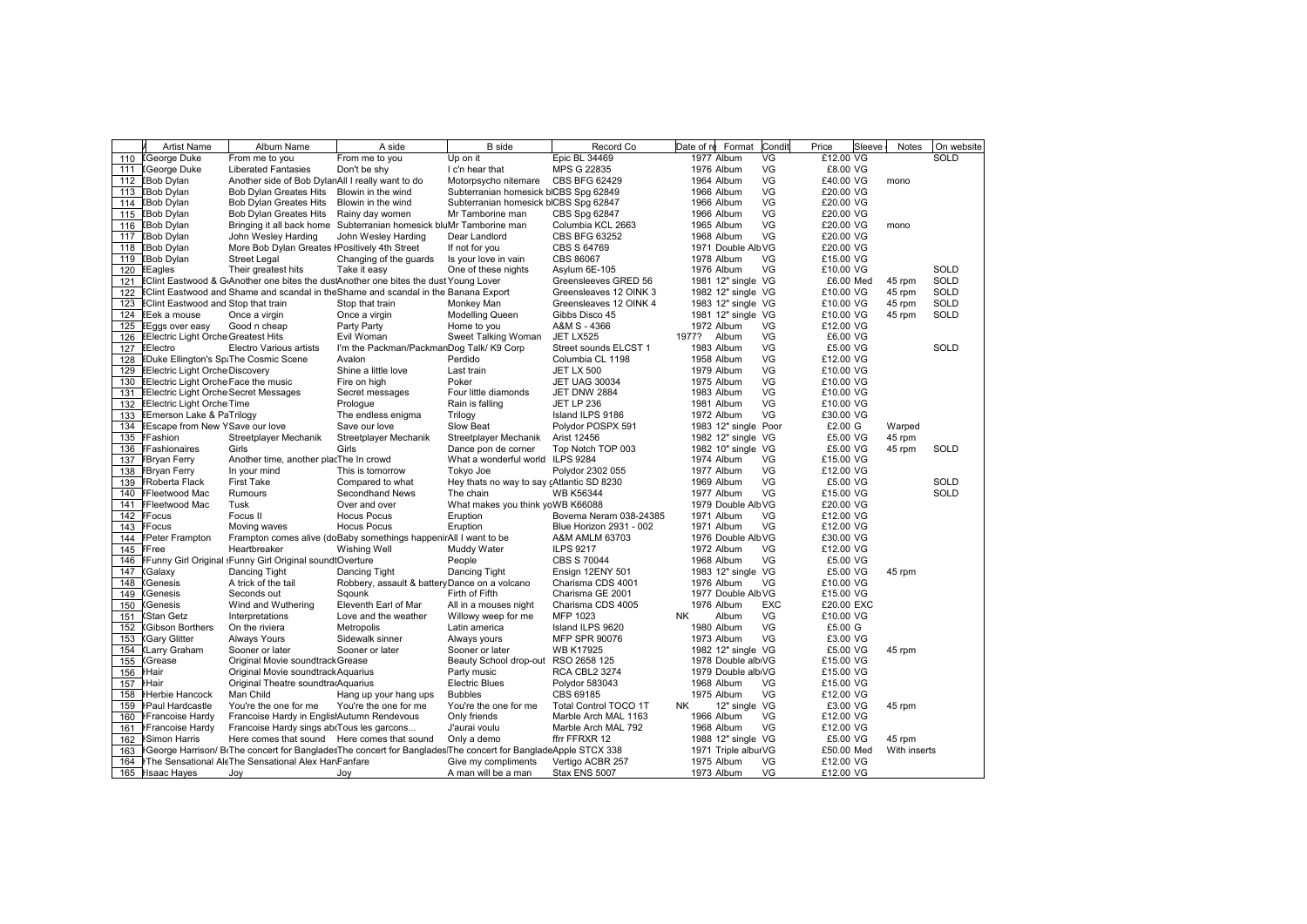| | Artist Name | Album Name | A side | B side | Record Co | Date of re | Format | Condit | Price | Sleeve | Notes | On website |
|---|---|---|---|---|---|---|---|---|---|---|---|---|
| 110 | George Duke | From me to you | From me to you | Up on it | Epic BL 34469 | 1977 | Album | VG | £12.00 | VG | | SOLD |
| 111 | George Duke | Liberated Fantasies | Don't be shy | I c'n hear that | MPS G 22835 | 1976 | Album | VG | £8.00 | VG | | |
| 112 | Bob Dylan | Another side of Bob Dylan | All I really want to do | Motorpsycho nitemare | CBS BFG 62429 | 1964 | Album | VG | £40.00 | VG | mono | |
| 113 | Bob Dylan | Bob Dylan Greates Hits | Blowin in the wind | Subterranian homesick bl | CBS Spg 62849 | 1966 | Album | VG | £20.00 | VG | | |
| 114 | Bob Dylan | Bob Dylan Greates Hits | Blowin in the wind | Subterranian homesick bl | CBS Spg 62847 | 1966 | Album | VG | £20.00 | VG | | |
| 115 | Bob Dylan | Bob Dylan Greates Hits | Rainy day women | Mr Tamborine man | CBS Spg 62847 | 1966 | Album | VG | £20.00 | VG | | |
| 116 | Bob Dylan | Bringing it all back home | Subterranian homesick blu | Mr Tamborine man | Columbia KCL 2663 | 1965 | Album | VG | £20.00 | VG | mono | |
| 117 | Bob Dylan | John Wesley Harding | John Wesley Harding | Dear Landlord | CBS BFG 63252 | 1968 | Album | VG | £20.00 | VG | | |
| 118 | Bob Dylan | More Bob Dylan Greates H | Positively 4th Street | If not for you | CBS S 64769 | 1971 | Double Alb | VG | £20.00 | VG | | |
| 119 | Bob Dylan | Street Legal | Changing of the guards | Is your love in vain | CBS 86067 | 1978 | Album | VG | £15.00 | VG | | |
| 120 | Eagles | Their greatest hits | Take it easy | One of these nights | Asylum 6E-105 | 1976 | Album | VG | £10.00 | VG | | SOLD |
| 121 | Clint Eastwood & G | Another one bites the dust | Another one bites the dust | Young Lover | Greensleeves GRED 56 | 1981 | 12" single | VG | £6.00 | Med | 45 rpm | SOLD |
| 122 | Clint Eastwood and | Shame and scandal in the | Shame and scandal in the | Banana Export | Greensleeves 12 OINK 3 | 1982 | 12" single | VG | £10.00 | VG | 45 rpm | SOLD |
| 123 | Clint Eastwood and | Stop that train | Stop that train | Monkey Man | Greensleaves 12 OINK 4 | 1983 | 12" single | VG | £10.00 | VG | 45 rpm | SOLD |
| 124 | Eek a mouse | Once a virgin | Once a virgin | Modelling Queen | Gibbs Disco 45 | 1981 | 12" single | VG | £10.00 | VG | 45 rpm | SOLD |
| 125 | Eggs over easy | Good n cheap | Party Party | Home to you | A&M S - 4366 | 1972 | Album | VG | £12.00 | VG | | |
| 126 | Electric Light Orche | Greatest Hits | Evil Woman | Sweet Talking Woman | JET LX525 | 1977? | Album | VG | £6.00 | VG | | |
| 127 | Electro | Electro Various artists | I'm the Packman/Packman | Dog Talk/ K9 Corp | Street sounds ELCST 1 | 1983 | Album | VG | £5.00 | VG | | SOLD |
| 128 | Duke Ellington's Sp | The Cosmic Scene | Avalon | Perdido | Columbia CL 1198 | 1958 | Album | VG | £12.00 | VG | | |
| 129 | Electric Light Orche | Discovery | Shine a little love | Last train | JET LX 500 | 1979 | Album | VG | £10.00 | VG | | |
| 130 | Electric Light Orche | Face the music | Fire on high | Poker | JET UAG 30034 | 1975 | Album | VG | £10.00 | VG | | |
| 131 | Electric Light Orche | Secret Messages | Secret messages | Four little diamonds | JET DNW 2884 | 1983 | Album | VG | £10.00 | VG | | |
| 132 | Electric Light Orche | Time | Prologue | Rain is falling | JET LP 236 | 1981 | Album | VG | £10.00 | VG | | |
| 133 | Emerson Lake & Pa | Trilogy | The endless enigma | Trilogy | Island ILPS 9186 | 1972 | Album | VG | £30.00 | VG | | |
| 134 | Escape from New Y | Save our love | Save our love | Slow Beat | Polydor POSPX 591 | 1983 | 12" single | Poor | £2.00 | G | Warped | |
| 135 | Fashion | Streetplayer Mechanik | Streetplayer Mechanik | Streetplayer Mechanik | Arist 12456 | 1982 | 12" single | VG | £5.00 | VG | 45 rpm | |
| 136 | Fashionaires | Girls | Girls | Dance pon de corner | Top Notch TOP 003 | 1982 | 10" single | VG | £5.00 | VG | 45 rpm | SOLD |
| 137 | Bryan Ferry | Another time, another plac | The In crowd | What a wonderful world | ILPS 9284 | 1974 | Album | VG | £15.00 | VG | | |
| 138 | Bryan Ferry | In your mind | This is tomorrow | Tokyo Joe | Polydor 2302 055 | 1977 | Album | VG | £12.00 | VG | | |
| 139 | Roberta Flack | First Take | Compared to what | Hey thats no way to say | Atlantic SD 8230 | 1969 | Album | VG | £5.00 | VG | | SOLD |
| 140 | Fleetwood Mac | Rumours | Secondhand News | The chain | WB K56344 | 1977 | Album | VG | £15.00 | VG | | SOLD |
| 141 | Fleetwood Mac | Tusk | Over and over | What makes you think yo | WB K66088 | 1979 | Double Alb | VG | £20.00 | VG | | |
| 142 | Focus | Focus II | Hocus Pocus | Eruption | Bovema Neram 038-24385 | 1971 | Album | VG | £12.00 | VG | | |
| 143 | Focus | Moving waves | Hocus Pocus | Eruption | Blue Horizon 2931 - 002 | 1971 | Album | VG | £12.00 | VG | | |
| 144 | Peter Frampton | Frampton comes alive (do | Baby somethings happenin | All I want to be | A&M AMLM 63703 | 1976 | Double Alb | VG | £30.00 | VG | | |
| 145 | Free | Heartbreaker | Wishing Well | Muddy Water | ILPS 9217 | 1972 | Album | VG | £12.00 | VG | | |
| 146 | Funny Girl Original | Funny Girl Original sound | Overture | People | CBS S 70044 | 1968 | Album | VG | £5.00 | VG | | |
| 147 | Galaxy | Dancing Tight | Dancing Tight | Dancing Tight | Ensign 12ENY 501 | 1983 | 12" single | VG | £5.00 | VG | 45 rpm | |
| 148 | Genesis | A trick of the tail | Robbery, assault & battery | Dance on a volcano | Charisma CDS 4001 | 1976 | Album | VG | £10.00 | VG | | |
| 149 | Genesis | Seconds out | Sqounk | Firth of Fifth | Charisma GE 2001 | 1977 | Double Alb | VG | £15.00 | VG | | |
| 150 | Genesis | Wind and Wuthering | Eleventh Earl of Mar | All in a mouses night | Charisma CDS 4005 | 1976 | Album | EXC | £20.00 | EXC | | |
| 151 | Stan Getz | Interpretations | Love and the weather | Willowy weep for me | MFP 1023 | NK | Album | VG | £10.00 | VG | | |
| 152 | Gibson Borthers | On the riviera | Metropolis | Latin america | Island ILPS 9620 | 1980 | Album | VG | £5.00 | G | | |
| 153 | Gary Glitter | Always Yours | Sidewalk sinner | Always yours | MFP SPR 90076 | 1973 | Album | VG | £3.00 | VG | | |
| 154 | Larry Graham | Sooner or later | Sooner or later | Sooner or later | WB K17925 | 1982 | 12" single | VG | £5.00 | VG | 45 rpm | |
| 155 | Grease | Original Movie soundtrack | Grease | Beauty School drop-out | RSO 2658 125 | 1978 | Double alb | VG | £15.00 | VG | | |
| 156 | Hair | Original Movie soundtrack | Aquarius | Party music | RCA CBL2 3274 | 1979 | Double alb | VG | £15.00 | VG | | |
| 157 | Hair | Original Theatre soundtra | Aquarius | Electric Blues | Polydor 583043 | 1968 | Album | VG | £15.00 | VG | | |
| 158 | Herbie Hancock | Man Child | Hang up your hang ups | Bubbles | CBS 69185 | 1975 | Album | VG | £12.00 | VG | | |
| 159 | Paul Hardcastle | You're the one for me | You're the one for me | You're the one for me | Total Control TOCO 1T | NK | 12" single | VG | £3.00 | VG | 45 rpm | |
| 160 | Francoise Hardy | Francoise Hardy in Englis | Autumn Rendevous | Only friends | Marble Arch MAL 1163 | 1966 | Album | VG | £12.00 | VG | | |
| 161 | Francoise Hardy | Francoise Hardy sings ab | Tous les garcons... | J'aurai voulu | Marble Arch MAL 792 | 1968 | Album | VG | £12.00 | VG | | |
| 162 | Simon Harris | Here comes that sound | Here comes that sound | Only a demo | ffrr FFRXR 12 | 1988 | 12" single | VG | £5.00 | VG | 45 rpm | |
| 163 | George Harrison/ B | The concert for Banglades | The concert for Banglades | The concert for Banglade | Apple STCX 338 | 1971 | Triple albur | VG | £50.00 | Med | With inserts | |
| 164 | The Sensational Ale | The Sensational Alex Han | Fanfare | Give my compliments | Vertigo ACBR 257 | 1975 | Album | VG | £12.00 | VG | | |
| 165 | Isaac Hayes | Joy | Joy | A man will be a man | Stax ENS 5007 | 1973 | Album | VG | £12.00 | VG | | |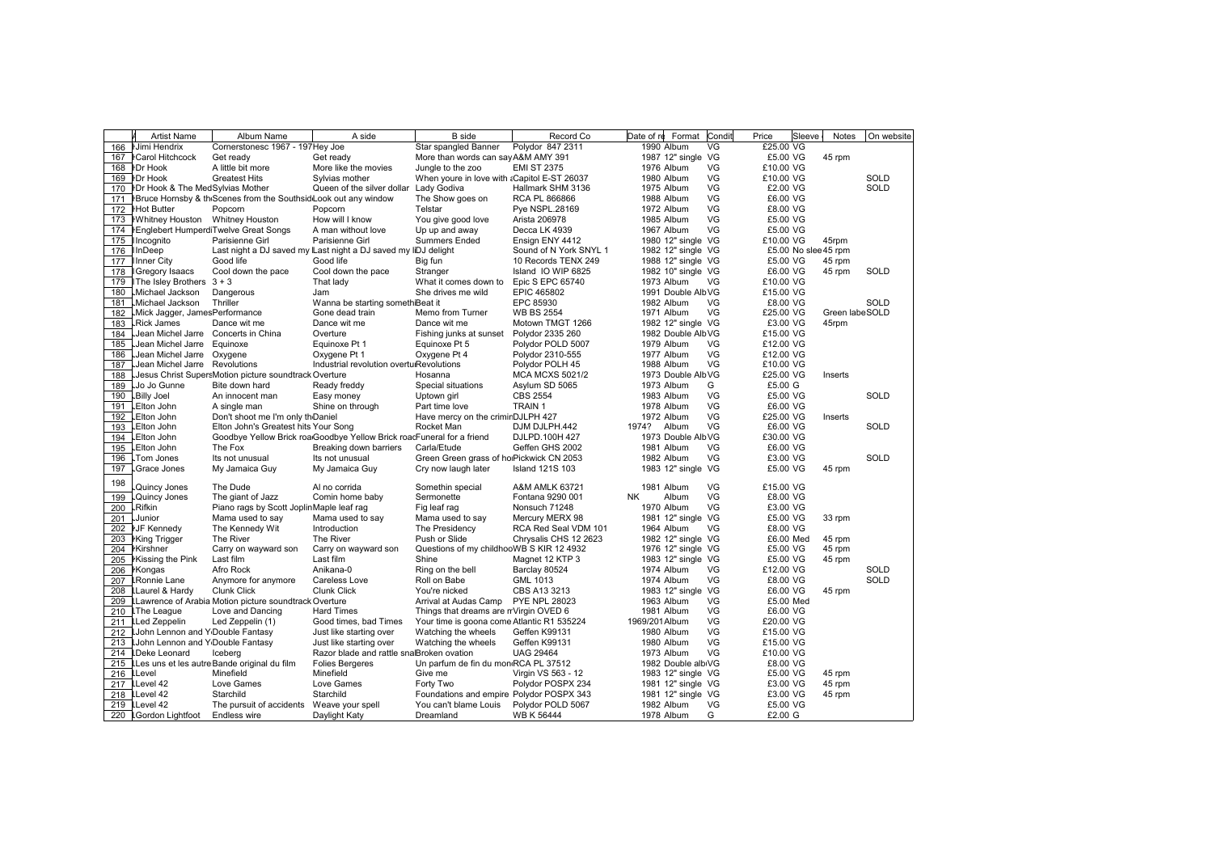| | Artist Name | Album Name | A side | B side | Record Co | Date of re | Format | Condit | Price | Sleeve | Notes | On website |
|---|---|---|---|---|---|---|---|---|---|---|---|---|
| 166 | Jimi Hendrix | Cornerstonesc 1967 - 197 | Hey Joe | Star spangled Banner | Polydor 847 2311 | 1990 | Album | VG | £25.00 | VG | | |
| 167 | Carol Hitchcock | Get ready | Get ready | More than words can say | A&M AMY 391 | 1987 | 12" single | VG | £5.00 | VG | 45 rpm | |
| 168 | Dr Hook | A little bit more | More like the movies | Jungle to the zoo | EMI ST 2375 | 1976 | Album | VG | £10.00 | VG | | |
| 169 | Dr Hook | Greatest Hits | Sylvias mother | When youre in love with a | Capitol E-ST 26037 | 1980 | Album | VG | £10.00 | VG | | SOLD |
| 170 | Dr Hook & The Med | Sylvias Mother | Queen of the silver dollar | Lady Godiva | Hallmark SHM 3136 | 1975 | Album | VG | £2.00 | VG | | SOLD |
| 171 | Bruce Hornsby & th | Scenes from the Southsid | Look out any window | The Show goes on | RCA PL 866866 | 1988 | Album | VG | £6.00 | VG | | |
| 172 | Hot Butter | Popcorn | Popcorn | Telstar | Pye NSPL.28169 | 1972 | Album | VG | £8.00 | VG | | |
| 173 | Whitney Houston | Whitney Houston | How will I know | You give good love | Arista 206978 | 1985 | Album | VG | £5.00 | VG | | |
| 174 | Englebert Humperdi | Twelve Great Songs | A man without love | Up up and away | Decca LK 4939 | 1967 | Album | VG | £5.00 | VG | | |
| 175 | Incognito | Parisienne Girl | Parisienne Girl | Summers Ended | Ensign ENY 4412 | 1980 | 12" single | VG | £10.00 | VG | 45rpm | |
| 176 | InDeep | Last night a DJ saved my l | Last night a DJ saved my l | DJ delight | Sound of N York SNYL 1 | 1982 | 12" single | VG | £5.00 | No slee | 45 rpm | |
| 177 | Inner City | Good life | Good life | Big fun | 10 Records TENX 249 | 1988 | 12" single | VG | £5.00 | VG | 45 rpm | |
| 178 | Gregory Isaacs | Cool down the pace | Cool down the pace | Stranger | Island IO WIP 6825 | 1982 | 10" single | VG | £6.00 | VG | 45 rpm | SOLD |
| 179 | The Isley Brothers | 3 + 3 | That lady | What it comes down to | Epic S EPC 65740 | 1973 | Album | VG | £10.00 | VG | | |
| 180 | Michael Jackson | Dangerous | Jam | She drives me wild | EPIC 465802 | 1991 | Double Alb | VG | £15.00 | VG | | |
| 181 | Michael Jackson | Thriller | Wanna be starting someth | Beat it | EPC 85930 | 1982 | Album | VG | £8.00 | VG | | SOLD |
| 182 | Mick Jagger, James | Performance | Gone dead train | Memo from Turner | WB BS 2554 | 1971 | Album | VG | £25.00 | VG | Green labe | SOLD |
| 183 | Rick James | Dance wit me | Dance wit me | Dance wit me | Motown TMGT 1266 | 1982 | 12" single | VG | £3.00 | VG | 45rpm | |
| 184 | Jean Michel Jarre | Concerts in China | Overture | Fishing junks at sunset | Polydor 2335 260 | 1982 | Double Alb | VG | £15.00 | VG | | |
| 185 | Jean Michel Jarre | Equinoxe | Equinoxe Pt 1 | Equinoxe Pt 5 | Polydor POLD 5007 | 1979 | Album | VG | £12.00 | VG | | |
| 186 | Jean Michel Jarre | Oxygene | Oxygene Pt 1 | Oxygene Pt 4 | Polydor 2310-555 | 1977 | Album | VG | £12.00 | VG | | |
| 187 | Jean Michel Jarre | Revolutions | Industrial revolution overtu | Revolutions | Polydor POLH 45 | 1988 | Album | VG | £10.00 | VG | | |
| 188 | Jesus Christ Supers | Motion picture soundtrack | Overture | Hosanna | MCA MCXS 5021/2 | 1973 | Double Alb | VG | £25.00 | VG | Inserts | |
| 189 | Jo Jo Gunne | Bite down hard | Ready freddy | Special situations | Asylum SD 5065 | 1973 | Album | G | £5.00 | G | | |
| 190 | Billy Joel | An innocent man | Easy money | Uptown girl | CBS 2554 | 1983 | Album | VG | £5.00 | VG | | SOLD |
| 191 | Elton John | A single man | Shine on through | Part time love | TRAIN 1 | 1978 | Album | VG | £6.00 | VG | | |
| 192 | Elton John | Don't shoot me I'm only th | Daniel | Have mercy on the crimin | DJLPH 427 | 1972 | Album | VG | £25.00 | VG | Inserts | |
| 193 | Elton John | Elton John's Greatest hits | Your Song | Rocket Man | DJM DJLPH.442 | 1974? | Album | VG | £6.00 | VG | | SOLD |
| 194 | Elton John | Goodbye Yellow Brick roa | Goodbye Yellow Brick road | Funeral for a friend | DJLPD.100H 427 | 1973 | Double Alb | VG | £30.00 | VG | | |
| 195 | Elton John | The Fox | Breaking down barriers | Carla/Etude | Geffen GHS 2002 | 1981 | Album | VG | £6.00 | VG | | |
| 196 | Tom Jones | Its not unusual | Its not unusual | Green Green grass of ho | Pickwick CN 2053 | 1982 | Album | VG | £3.00 | VG | | SOLD |
| 197 | Grace Jones | My Jamaica Guy | My Jamaica Guy | Cry now laugh later | Island 121S 103 | 1983 | 12" single | VG | £5.00 | VG | 45 rpm | |
| 198 | Quincy Jones | The Dude | Al no corrida | Somethin special | A&M AMLK 63721 | 1981 | Album | VG | £15.00 | VG | | |
| 199 | Quincy Jones | The giant of Jazz | Comin home baby | Sermonette | Fontana 9290 001 | NK | Album | VG | £8.00 | VG | | |
| 200 | Rifkin | Piano rags by Scott Joplin | Maple leaf rag | Fig leaf rag | Nonsuch 71248 | 1970 | Album | VG | £3.00 | VG | | |
| 201 | Junior | Mama used to say | Mama used to say | Mama used to say | Mercury MERX 98 | 1981 | 12" single | VG | £5.00 | VG | 33 rpm | |
| 202 | JF Kennedy | The Kennedy Wit | Introduction | The Presidency | RCA Red Seal VDM 101 | 1964 | Album | VG | £8.00 | VG | | |
| 203 | King Trigger | The River | The River | Push or Slide | Chrysalis CHS 12 2623 | 1982 | 12" single | VG | £6.00 | Med | 45 rpm | |
| 204 | Kirshner | Carry on wayward son | Carry on wayward son | Questions of my childhoo | WB S KIR 12 4932 | 1976 | 12" single | VG | £5.00 | VG | 45 rpm | |
| 205 | Kissing the Pink | Last film | Last film | Shine | Magnet 12 KTP 3 | 1983 | 12" single | VG | £5.00 | VG | 45 rpm | |
| 206 | Kongas | Afro Rock | Anikana-0 | Ring on the bell | Barclay 80524 | 1974 | Album | VG | £12.00 | VG | | SOLD |
| 207 | Ronnie Lane | Anymore for anymore | Careless Love | Roll on Babe | GML 1013 | 1974 | Album | VG | £8.00 | VG | | SOLD |
| 208 | Laurel & Hardy | Clunk Click | Clunk Click | You're nicked | CBS A13 3213 | 1983 | 12" single | VG | £6.00 | VG | 45 rpm | |
| 209 | Lawrence of Arabia | Motion picture soundtrack | Overture | Arrival at Audas Camp | PYE NPL 28023 | 1963 | Album | VG | £5.00 | Med | | |
| 210 | The League | Love and Dancing | Hard Times | Things that dreams are m | Virgin OVED 6 | 1981 | Album | VG | £6.00 | VG | | |
| 211 | Led Zeppelin | Led Zeppelin (1) | Good times, bad Times | Your time is goona come | Atlantic R1 535224 | 1969/201 | Album | VG | £20.00 | VG | | |
| 212 | John Lennon and Y | Double Fantasy | Just like starting over | Watching the wheels | Geffen K99131 | 1980 | Album | VG | £15.00 | VG | | |
| 213 | John Lennon and Y | Double Fantasy | Just like starting over | Watching the wheels | Geffen K99131 | 1980 | Album | VG | £15.00 | VG | | |
| 214 | Deke Leonard | Iceberg | Razor blade and rattle sna | Broken ovation | UAG 29464 | 1973 | Album | VG | £10.00 | VG | | |
| 215 | Les uns et les autre | Bande original du film | Folies Bergeres | Un parfum de fin du mon | RCA PL 37512 | 1982 | Double alb | VG | £8.00 | VG | | |
| 216 | Level | Minefield | Minefield | Give me | Virgin VS 563 - 12 | 1983 | 12" single | VG | £5.00 | VG | 45 rpm | |
| 217 | Level 42 | Love Games | Love Games | Forty Two | Polydor POSPX 234 | 1981 | 12" single | VG | £3.00 | VG | 45 rpm | |
| 218 | Level 42 | Starchild | Starchild | Foundations and empire | Polydor POSPX 343 | 1981 | 12" single | VG | £3.00 | VG | 45 rpm | |
| 219 | Level 42 | The pursuit of accidents | Weave your spell | You can't blame Louis | Polydor POLD 5067 | 1982 | Album | VG | £5.00 | VG | | |
| 220 | Gordon Lightfoot | Endless wire | Daylight Katy | Dreamland | WB K 56444 | 1978 | Album | G | £2.00 | G | | |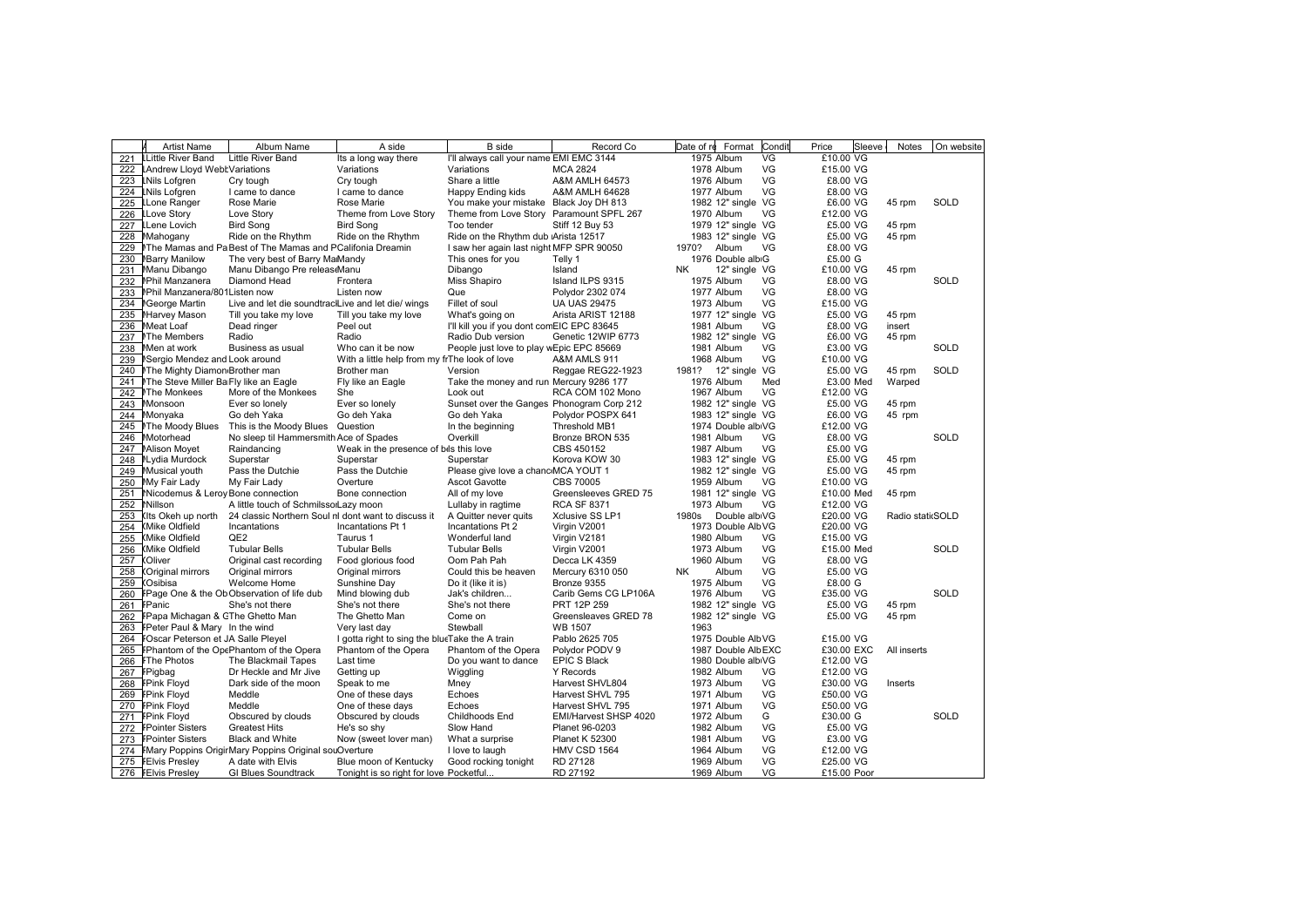| | Artist Name | Album Name | A side | B side | Record Co | Date of re | Format | Condit | Price | Sleeve | Notes | On website |
|---|---|---|---|---|---|---|---|---|---|---|---|---|
| 221 | Little River Band | Little River Band | Its a long way there | I'll always call your name | EMI EMC 3144 | 1975 | Album | VG | £10.00 | VG | | |
| 222 | Andrew Lloyd Webb | Variations | Variations | Variations | MCA 2824 | 1978 | Album | VG | £15.00 | VG | | |
| 223 | Nils Lofgren | Cry tough | Cry tough | Share a little | A&M AMLH 64573 | 1976 | Album | VG | £8.00 | VG | | |
| 224 | Nils Lofgren | I came to dance | I came to dance | Happy Ending kids | A&M AMLH 64628 | 1977 | Album | VG | £8.00 | VG | | |
| 225 | Lone Ranger | Rose Marie | Rose Marie | You make your mistake | Black Joy DH 813 | 1982 | 12" single | VG | £6.00 | VG | 45 rpm | SOLD |
| 226 | Love Story | Love Story | Theme from Love Story | Theme from Love Story | Paramount SPFL 267 | 1970 | Album | VG | £12.00 | VG | | |
| 227 | Lene Lovich | Bird Song | Bird Song | Too tender | Stiff 12 Buy 53 | 1979 | 12" single | VG | £5.00 | VG | 45 rpm | |
| 228 | Mahogany | Ride on the Rhythm | Ride on the Rhythm | Ride on the Rhythm dub | Arista 12517 | 1983 | 12" single | VG | £5.00 | VG | 45 rpm | |
| 229 | The Mamas and Pa | Best of The Mamas and P | Califonia Dreamin | I saw her again last night | MFP SPR 90050 | 1970? | Album | VG | £8.00 | VG | | |
| 230 | Barry Manilow | The very best of Barry Ma | Mandy | This ones for you | Telly 1 | 1976 | Double alb | G | £5.00 | G | | |
| 231 | Manu Dibango | Manu Dibango Pre release | Manu | Dibango | Island | NK | 12" single | VG | £10.00 | VG | 45 rpm | |
| 232 | Phil Manzanera | Diamond Head | Frontera | Miss Shapiro | Island ILPS 9315 | 1975 | Album | VG | £8.00 | VG | | SOLD |
| 233 | Phil Manzanera/801 | Listen now | Listen now | Que | Polydor 2302 074 | 1977 | Album | VG | £8.00 | VG | | |
| 234 | George Martin | Live and let die soundtrac | Live and let die/ wings | Fillet of soul | UA UAS 29475 | 1973 | Album | VG | £15.00 | VG | | |
| 235 | Harvey Mason | Till you take my love | Till you take my love | What's going on | Arista ARIST 12188 | 1977 | 12" single | VG | £5.00 | VG | 45 rpm | |
| 236 | Meat Loaf | Dead ringer | Peel out | I'll kill you if you dont com | EIC EPC 83645 | 1981 | Album | VG | £8.00 | VG | insert | |
| 237 | The Members | Radio | Radio | Radio Dub version | Genetic 12WIP 6773 | 1982 | 12" single | VG | £6.00 | VG | 45 rpm | |
| 238 | Men at work | Business as usual | Who can it be now | People just love to play w | Epic EPC 85669 | 1981 | Album | VG | £3.00 | VG | | SOLD |
| 239 | Sergio Mendez and | Look around | With a little help from my fr | The look of love | A&M AMLS 911 | 1968 | Album | VG | £10.00 | VG | | |
| 240 | The Mighty Diamon | Brother man | Brother man | Version | Reggae REG22-1923 | 1981? | 12" single | VG | £5.00 | VG | 45 rpm | SOLD |
| 241 | The Steve Miller Ba | Fly like an Eagle | Fly like an Eagle | Take the money and run | Mercury 9286 177 | 1976 | Album | Med | £3.00 | Med | Warped | |
| 242 | The Monkees | More of the Monkees | She | Look out | RCA COM 102 Mono | 1967 | Album | VG | £12.00 | VG | | |
| 243 | Monsoon | Ever so lonely | Ever so lonely | Sunset over the Ganges | Phonogram Corp 212 | 1982 | 12" single | VG | £5.00 | VG | 45 rpm | |
| 244 | Monyaka | Go deh Yaka | Go deh Yaka | Go deh Yaka | Polydor POSPX 641 | 1983 | 12" single | VG | £6.00 | VG | 45 rpm | |
| 245 | The Moody Blues | This is the Moody Blues | Question | In the beginning | Threshold MB1 | 1974 | Double alb | VG | £12.00 | VG | | |
| 246 | Motorhead | No sleep til Hammersmith | Ace of Spades | Overkill | Bronze BRON 535 | 1981 | Album | VG | £8.00 | VG | | SOLD |
| 247 | Alison Moyet | Raindancing | Weak in the presence of be | Is this love | CBS 450152 | 1987 | Album | VG | £5.00 | VG | | |
| 248 | Lydia Murdock | Superstar | Superstar | Superstar | Korova KOW 30 | 1983 | 12" single | VG | £5.00 | VG | 45 rpm | |
| 249 | Musical youth | Pass the Dutchie | Pass the Dutchie | Please give love a chance | MCA YOUT 1 | 1982 | 12" single | VG | £5.00 | VG | 45 rpm | |
| 250 | My Fair Lady | My Fair Lady | Overture | Ascot Gavotte | CBS 70005 | 1959 | Album | VG | £10.00 | VG | | |
| 251 | Nicodemus & Leroy | Bone connection | Bone connection | All of my love | Greensleeves GRED 75 | 1981 | 12" single | VG | £10.00 | Med | 45 rpm | |
| 252 | Nillson | A little touch of Schmilsso | Lazy moon | Lullaby in ragtime | RCA SF 8371 | 1973 | Album | VG | £12.00 | VG | | |
| 253 | Its Okeh up north | 24 classic Northern Soul n | I dont want to discuss it | A Quitter never quits | Xclusive SS LP1 | 1980s | Double alb | VG | £20.00 | VG | Radio static | SOLD |
| 254 | Mike Oldfield | Incantations | Incantations Pt 1 | Incantations Pt 2 | Virgin V2001 | 1973 | Double Alb | VG | £20.00 | VG | | |
| 255 | Mike Oldfield | QE2 | Taurus 1 | Wonderful land | Virgin V2181 | 1980 | Album | VG | £15.00 | VG | | |
| 256 | Mike Oldfield | Tubular Bells | Tubular Bells | Tubular Bells | Virgin V2001 | 1973 | Album | VG | £15.00 | Med | | SOLD |
| 257 | Oliver | Original cast recording | Food glorious food | Oom Pah Pah | Decca LK 4359 | 1960 | Album | VG | £8.00 | VG | | |
| 258 | Original mirrors | Original mirrors | Original mirrors | Could this be heaven | Mercury 6310 050 | NK | Album | VG | £5.00 | VG | | |
| 259 | Osibisa | Welcome Home | Sunshine Day | Do it (like it is) | Bronze 9355 | 1975 | Album | VG | £8.00 | G | | |
| 260 | Page One & the Ob | Observation of life dub | Mind blowing dub | Jak's children... | Carib Gems CG LP106A | 1976 | Album | VG | £35.00 | VG | | SOLD |
| 261 | Panic | She's not there | She's not there | She's not there | PRT 12P 259 | 1982 | 12" single | VG | £5.00 | VG | 45 rpm | |
| 262 | Papa Michagan & G | The Ghetto Man | The Ghetto Man | Come on | Greensleaves GRED 78 | 1982 | 12" single | VG | £5.00 | VG | 45 rpm | |
| 263 | Peter Paul & Mary | In the wind | Very last day | Stewball | WB 1507 | 1963 | | | | | | |
| 264 | Oscar Peterson et J | A Salle Pleyel | I gotta right to sing the blue | Take the A train | Pablo 2625 705 | 1975 | Double Alb | VG | £15.00 | VG | | |
| 265 | Phantom of the Ope | Phantom of the Opera | Phantom of the Opera | Phantom of the Opera | Polydor PODV 9 | 1987 | Double Alb | EXC | £30.00 | EXC | All inserts | |
| 266 | The Photos | The Blackmail Tapes | Last time | Do you want to dance | EPIC S Black | 1980 | Double alb | VG | £12.00 | VG | | |
| 267 | Pigbag | Dr Heckle and Mr Jive | Getting up | Wiggling | Y Records | 1982 | Album | VG | £12.00 | VG | | |
| 268 | Pink Floyd | Dark side of the moon | Speak to me | Mney | Harvest SHVL804 | 1973 | Album | VG | £30.00 | VG | Inserts | |
| 269 | Pink Floyd | Meddle | One of these days | Echoes | Harvest SHVL 795 | 1971 | Album | VG | £50.00 | VG | | |
| 270 | Pink Floyd | Meddle | One of these days | Echoes | Harvest SHVL 795 | 1971 | Album | VG | £50.00 | VG | | |
| 271 | Pink Floyd | Obscured by clouds | Obscured by clouds | Childhoods End | EMI/Harvest SHSP 4020 | 1972 | Album | G | £30.00 | G | | SOLD |
| 272 | Pointer Sisters | Greatest Hits | He's so shy | Slow Hand | Planet 96-0203 | 1982 | Album | VG | £5.00 | VG | | |
| 273 | Pointer Sisters | Black and White | Now (sweet lover man) | What a surprise | Planet K 52300 | 1981 | Album | VG | £3.00 | VG | | |
| 274 | Mary Poppins Origin | Mary Poppins Original sou | Overture | I love to laugh | HMV CSD 1564 | 1964 | Album | VG | £12.00 | VG | | |
| 275 | Elvis Presley | A date with Elvis | Blue moon of Kentucky | Good rocking tonight | RD 27128 | 1969 | Album | VG | £25.00 | VG | | |
| 276 | Elvis Presley | GI Blues Soundtrack | Tonight is so right for love | Pocketful... | RD 27192 | 1969 | Album | VG | £15.00 | Poor | | |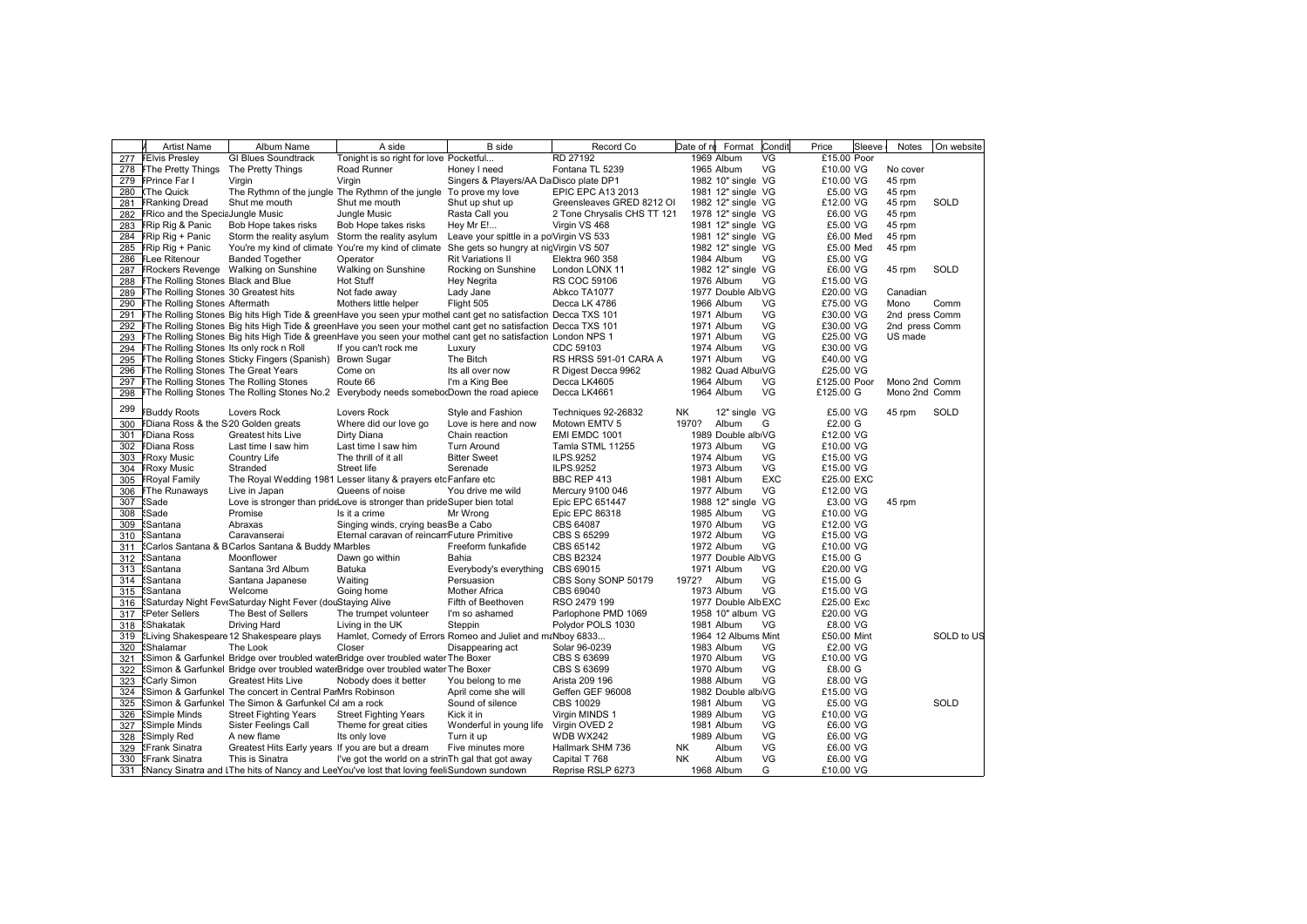| | | Artist Name | Album Name | A side | B side | Record Co | Date of re | Format | Condit | Price | Sleeve | Notes | On website |
|---|---|---|---|---|---|---|---|---|---|---|---|---|---|
| 277 | F | Elvis Presley | GI Blues Soundtrack | Tonight is so right for love | Pocketful... | RD 27192 | 1969 | Album | VG | £15.00 | Poor | | |
| 278 | F | The Pretty Things | The Pretty Things | Road Runner | Honey I need | Fontana TL 5239 | 1965 | Album | VG | £10.00 | VG | No cover | |
| 279 | F | Prince Far I | Virgin | Virgin | Singers & Players/AA Da | Disco plate DP1 | 1982 | 10" single | VG | £10.00 | VG | 45 rpm | |
| 280 | Q | The Quick | The Rythmn of the jungle | The Rythmn of the jungle | To prove my love | EPIC EPC A13 2013 | 1981 | 12" single | VG | £5.00 | VG | 45 rpm | |
| 281 | F | Ranking Dread | Shut me mouth | Shut me mouth | Shut up shut up | Greensleaves GRED 8212 OI | 1982 | 12" single | VG | £12.00 | VG | 45 rpm | SOLD |
| 282 | F | Rico and the Specia | Jungle Music | Jungle Music | Rasta Call you | 2 Tone Chrysalis CHS TT 121 | 1978 | 12" single | VG | £6.00 | VG | 45 rpm | |
| 283 | F | Rip Rig & Panic | Bob Hope takes risks | Bob Hope takes risks | Hey Mr E!... | Virgin VS 468 | 1981 | 12" single | VG | £5.00 | VG | 45 rpm | |
| 284 | F | Rip Rig + Panic | Storm the reality asylum | Storm the reality asylum | Leave your spittle in a po | Virgin VS 533 | 1981 | 12" single | VG | £6.00 | Med | 45 rpm | |
| 285 | F | Rip Rig + Panic | You're my kind of climate | You're my kind of climate | She gets so hungry at nig | Virgin VS 507 | 1982 | 12" single | VG | £5.00 | Med | 45 rpm | |
| 286 | F | Lee Ritenour | Banded Together | Operator | Rit Variations II | Elektra 960 358 | 1984 | Album | VG | £5.00 | VG | | |
| 287 | F | Rockers Revenge | Walking on Sunshine | Walking on Sunshine | Rocking on Sunshine | London LONX 11 | 1982 | 12" single | VG | £6.00 | VG | 45 rpm | SOLD |
| 288 | F | The Rolling Stones | Black and Blue | Hot Stuff | Hey Negrita | RS COC 59106 | 1976 | Album | VG | £15.00 | VG | | |
| 289 | F | The Rolling Stones | 30 Greatest hits | Not fade away | Lady Jane | Abkco TA1077 | 1977 | Double Alb | VG | £20.00 | VG | Canadian | |
| 290 | F | The Rolling Stones | Aftermath | Mothers little helper | Flight 505 | Decca LK 4786 | 1966 | Album | VG | £75.00 | VG | Mono | Comm |
| 291 | F | The Rolling Stones | Big hits High Tide & green | Have you seen ypur mothe | I cant get no satisfaction | Decca TXS 101 | 1971 | Album | VG | £30.00 | VG | 2nd press | Comm |
| 292 | F | The Rolling Stones | Big hits High Tide & green | Have you seen your mothe | I cant get no satisfaction | Decca TXS 101 | 1971 | Album | VG | £30.00 | VG | 2nd press | Comm |
| 293 | F | The Rolling Stones | Big hits High Tide & green | Have you seen your mothe | I cant get no satisfaction | London NPS 1 | 1971 | Album | VG | £25.00 | VG | US made | |
| 294 | F | The Rolling Stones | Its only rock n Roll | If you can't rock me | Luxury | CDC 59103 | 1974 | Album | VG | £30.00 | VG | | |
| 295 | F | The Rolling Stones | Sticky Fingers (Spanish) | Brown Sugar | The Bitch | RS HRSS 591-01 CARA A | 1971 | Album | VG | £40.00 | VG | | |
| 296 | F | The Rolling Stones | The Great Years | Come on | Its all over now | R Digest Decca 9962 | 1982 | Quad Albu | VG | £25.00 | VG | | |
| 297 | F | The Rolling Stones | The Rolling Stones | Route 66 | I'm a King Bee | Decca LK4605 | 1964 | Album | VG | £125.00 | Poor | Mono 2nd | Comm |
| 298 | F | The Rolling Stones | The Rolling Stones No.2 | Everybody needs somebo | Down the road apiece | Decca LK4661 | 1964 | Album | VG | £125.00 | G | Mono 2nd | Comm |
| 299 | F | Buddy Roots | Lovers Rock | Lovers Rock | Style and Fashion | Techniques 92-26832 | NK | 12" single | VG | £5.00 | VG | 45 rpm | SOLD |
| 300 | F | Diana Ross & the S | 20 Golden greats | Where did our love go | Love is here and now | Motown EMTV 5 | 1970? | Album | G | £2.00 | G | | |
| 301 | F | Diana Ross | Greatest hits Live | Dirty Diana | Chain reaction | EMI EMDC 1001 | 1989 | Double alb | VG | £12.00 | VG | | |
| 302 | F | Diana Ross | Last time I saw him | Last time I saw him | Turn Around | Tamla STML 11255 | 1973 | Album | VG | £10.00 | VG | | |
| 303 | F | Roxy Music | Country Life | The thrill of it all | Bitter Sweet | ILPS.9252 | 1974 | Album | VG | £15.00 | VG | | |
| 304 | F | Roxy Music | Stranded | Street life | Serenade | ILPS.9252 | 1973 | Album | VG | £15.00 | VG | | |
| 305 | F | Royal Family | The Royal Wedding 1981 | Lesser litany & prayers etc | Fanfare etc | BBC REP 413 | 1981 | Album | EXC | £25.00 | EXC | | |
| 306 | F | The Runaways | Live in Japan | Queens of noise | You drive me wild | Mercury 9100 046 | 1977 | Album | VG | £12.00 | VG | | |
| 307 | S | Sade | Love is stronger than pride | Love is stronger than pride | Super bien total | Epic EPC 651447 | 1988 | 12" single | VG | £3.00 | VG | 45 rpm | |
| 308 | S | Sade | Promise | Is it a crime | Mr Wrong | Epic EPC 86318 | 1985 | Album | VG | £10.00 | VG | | |
| 309 | S | Santana | Abraxas | Singing winds, crying beas | Be a Cabo | CBS 64087 | 1970 | Album | VG | £12.00 | VG | | |
| 310 | S | Santana | Caravanserai | Eternal caravan of reincarn | Future Primitive | CBS S 65299 | 1972 | Album | VG | £15.00 | VG | | |
| 311 | S | Carlos Santana & B | Carlos Santana & Buddy M | Marbles | Freeform funkafide | CBS 65142 | 1972 | Album | VG | £10.00 | VG | | |
| 312 | S | Santana | Moonflower | Dawn go within | Bahia | CBS B2324 | 1977 | Double Alb | VG | £15.00 | G | | |
| 313 | S | Santana | Santana 3rd Album | Batuka | Everybody's everything | CBS 69015 | 1971 | Album | VG | £20.00 | VG | | |
| 314 | S | Santana | Santana Japanese | Waiting | Persuasion | CBS Sony SONP 50179 | 1972? | Album | VG | £15.00 | G | | |
| 315 | S | Santana | Welcome | Going home | Mother Africa | CBS 69040 | 1973 | Album | VG | £15.00 | VG | | |
| 316 | S | Saturday Night Feve | Saturday Night Fever (dou | Staying Alive | Fifth of Beethoven | RSO 2479 199 | 1977 | Double Alb | EXC | £25.00 | Exc | | |
| 317 | S | Peter Sellers | The Best of Sellers | The trumpet volunteer | I'm so ashamed | Parlophone PMD 1069 | 1958 | 10" album | VG | £20.00 | VG | | |
| 318 | S | Shakatak | Driving Hard | Living in the UK | Steppin | Polydor POLS 1030 | 1981 | Album | VG | £8.00 | VG | | |
| 319 | S | Living Shakespeare | 12 Shakespeare plays | Hamlet, Comedy of Errors | Romeo and Juliet and ma | Nboy 6833... | 1964 | 12 Albums | Mint | £50.00 | Mint | | SOLD to US |
| 320 | S | Shalamar | The Look | Closer | Disappearing act | Solar 96-0239 | 1983 | Album | VG | £2.00 | VG | | |
| 321 | S | Simon & Garfunkel | Bridge over troubled water | Bridge over troubled water | The Boxer | CBS S 63699 | 1970 | Album | VG | £10.00 | VG | | |
| 322 | S | Simon & Garfunkel | Bridge over troubled water | Bridge over troubled water | The Boxer | CBS S 63699 | 1970 | Album | VG | £8.00 | G | | |
| 323 | S | Carly Simon | Greatest Hits Live | Nobody does it better | You belong to me | Arista 209 196 | 1988 | Album | VG | £8.00 | VG | | |
| 324 | S | Simon & Garfunkel | The concert in Central Par | Mrs Robinson | April come she will | Geffen GEF 96008 | 1982 | Double alb | VG | £15.00 | VG | | |
| 325 | S | Simon & Garfunkel | The Simon & Garfunkel Co | I am a rock | Sound of silence | CBS 10029 | 1981 | Album | VG | £5.00 | VG | | SOLD |
| 326 | S | Simple Minds | Street Fighting Years | Street Fighting Years | Kick it in | Virgin MINDS 1 | 1989 | Album | VG | £10.00 | VG | | |
| 327 | S | Simple Minds | Sister Feelings Call | Theme for great cities | Wonderful in young life | Virgin OVED 2 | 1981 | Album | VG | £6.00 | VG | | |
| 328 | S | Simply Red | A new flame | Its only love | Turn it up | WDB WX242 | 1989 | Album | VG | £6.00 | VG | | |
| 329 | S | Frank Sinatra | Greatest Hits Early years | If you are but a dream | Five minutes more | Hallmark SHM 736 | NK | Album | VG | £6.00 | VG | | |
| 330 | S | Frank Sinatra | This is Sinatra | I've got the world on a strin | Th gal that got away | Capital T 768 | NK | Album | VG | £6.00 | VG | | |
| 331 | S | Nancy Sinatra and L | The hits of Nancy and Lee | You've lost that loving feeli | Sundown sundown | Reprise RSLP 6273 | 1968 | Album | G | £10.00 | VG | | |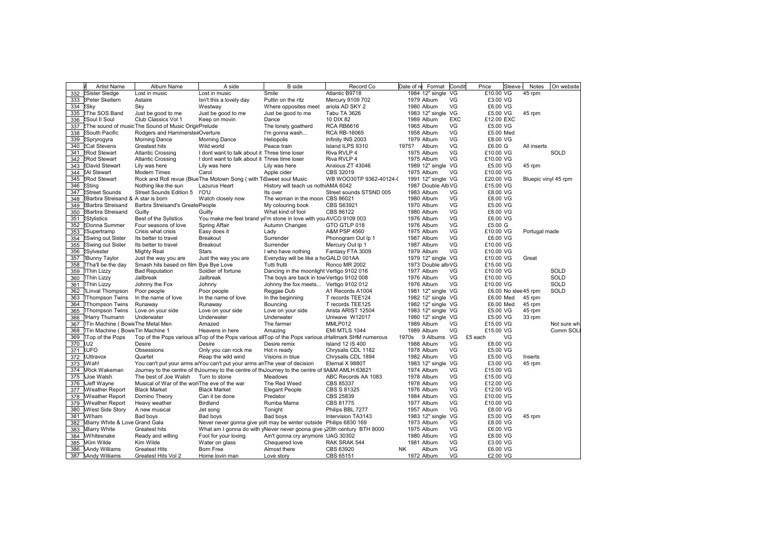| | Artist Name | Album Name | A side | B side | Record Co | Date of re | Format | Condit | Price | Sleeve | Notes | On website |
|---|---|---|---|---|---|---|---|---|---|---|---|---|
| 332 | Sister Sledge | Lost in music | Lost in music | Smile | Atlantic B9718 | 1984 | 12" single | VG | £10.00 | VG | 45 rpm | |
| 333 | Peter Skellern | Astaire | Isn't this a lovely day | Puttin on the ritz | Mercury 9109 702 | 1979 | Album | VG | £3.00 | VG | | |
| 334 | Sky | Sky | Westway | Where opposites meet | ariola AD SKY 2 | 1980 | Album | VG | £6.00 | VG | | |
| 335 | The SOS Band | Just be good to me | Just be good to me | Just be good to me | Tabu TA 3626 | 1983 | 12" single | VG | £5.00 | VG | 45 rpm | |
| 336 | Soul II Soul | Club Classics Vol 1 | Keep on movin | Dance | 10 DIX 82 | 1989 | Album | EXC | £12.00 | EXC | | |
| 337 | The sound of music | The Sound of Music Origir | Prelude | The lonely goatherd | RCA RB6616 | 1965 | Album | VG | £5.00 | VG | | |
| 338 | South Pacific | Rodgers and Hammerstein | Overture | I'm gonna wash... | RCA RB-16065 | 1958 | Album | VG | £5.00 | Med | | |
| 339 | Spryrogyra | Morning Dance | Morning Dance | Heliopolis | Infinity INS 2003 | 1979 | Album | VG | £8.00 | VG | | |
| 340 | Cat Stevens | Greatest hits | Wild world | Peace train | Island ILPS 9310 | 1975? | Album | VG | £6.00 | G | All inserts | |
| 341 | Rod Stewart | Atlantic Crossing | I dont want to talk about it | Three time loser | Riva RVLP 4 | 1975 | Album | VG | £10.00 | VG | | SOLD |
| 342 | Rod Stewart | Atlantic Crossing | I dont want to talk about it | Three time loser | Riva RVLP 4 | 1975 | Album | VG | £10.00 | VG | | |
| 343 | David Stewart | Lily was here | Lily was here | Lily was here | Anxious ZT 43046 | 1989 | 12" single | VG | £5.00 | VG | 45 rpm | |
| 344 | Al Stewart | Modern Times | Carol | Apple cider | CBS 32019 | 1975 | Album | VG | £10.00 | VG | | |
| 345 | Rod Stewart | Rock and Roll revue (Blue | The Motown Song ( with Te | Sweet soul Music | WB WOO30TP 9362-40124-( | 1991 | 12" single | VG | £20.00 | VG | Bluepic vinyl 45 rpm | |
| 346 | Sting | Nothing like the sun | Lazurus Heart | History will teach us nothi | AMA 6042 | 1987 | Double Alb | VG | £15.00 | VG | | |
| 347 | Street Sounds | Street Sounds Edition 5 | I'O'U | Its over | Street sounds STSND 005 | 1983 | Album | VG | £8.00 | VG | | |
| 348 | Barbra Streisand & | A star is born | Watch closely now | The woman in the moon | CBS 86021 | 1980 | Album | VG | £8.00 | VG | | |
| 349 | Barbra Streisand | Barbra Streisand's Greate | People | My colouring book | CBS S63921 | 1970 | Album | VG | £5.00 | VG | | |
| 350 | Barbra Streisand | Guilty | Guilty | What kind of fool | CBS 86122 | 1980 | Album | VG | £8.00 | VG | | |
| 351 | Stylistics | Best of the Sylistics | You make me feel brand ye | I'm stone in love with you | AVCO 9109 003 | 1976 | Album | VG | £6.00 | VG | | |
| 352 | Donna Summer | Four seasons of love | Spring Affair | Autumn Changes | GTO GTLP 018 | 1976 | Album | VG | £5.00 | G | | |
| 353 | Supertramp | Crisis what crisis | Easy does it | Lady | A&M PSP 4560 | 1975 | Album | VG | £10.00 | VG | Portugal made | |
| 354 | Swing out Sister | Its better to travel | Breakout | Surrender | Phonogram Out lp 1 | 1987 | Album | VG | £6.00 | VG | | |
| 355 | Swing out Sister | Its better to travel | Breakout | Surrender | Mercury Out lp 1 | 1987 | Album | VG | £10.00 | VG | | |
| 356 | Sylvester | Mighty Real | Stars | I who have nothing | Fantasy FTA 3009 | 1979 | Album | VG | £10.00 | VG | | |
| 357 | Bunny Taylor | Just the way you are | Just the way you are | Everyday will be like a ho | GALD 001AA | 1979 | 12" single | VG | £10.00 | VG | Great | |
| 358 | Tha'll be the day | Smash hits based on film | Bye Bye Love | Tutti frutti | Ronco MR 2002 | 1973 | Double alb | VG | £15.00 | VG | | |
| 359 | Thin Lizzy | Bad Reputation | Soldier of fortune | Dancing in the moonlight | Vertigo 9102 016 | 1977 | Album | VG | £10.00 | VG | | SOLD |
| 360 | Thin Lizzy | Jailbreak | Jailbreak | The boys are back in tow | Vertigo 9102 008 | 1976 | Album | VG | £10.00 | VG | | SOLD |
| 361 | Thin Lizzy | Johnny the Fox | Johnny | Johnny the fox meets... | Vertigo 9102 012 | 1976 | Album | VG | £10.00 | VG | | SOLD |
| 362 | Linval Thompson | Poor people | Poor people | Reggae Dub | A1 Records A1004 | 1981 | 12" single | VG | £6.00 | No slee | 45 rpm | SOLD |
| 363 | Thompson Twins | In the name of love | In the name of love | In the beginning | T records TEE124 | 1982 | 12" single | VG | £6.00 | Med | 45 rpm | |
| 364 | Thompson Twins | Runaway | Runaway | Bouncing | T records TEE125 | 1982 | 12" single | VG | £6.00 | Med | 45 rpm | |
| 365 | Thompson Twins | Love on your side | Love on your side | Love on your side | Arista ARIST 12504 | 1983 | 12" single | VG | £5.00 | VG | 45 rpm | |
| 366 | Harry Thumann | Underwater | Underwater | Underwater | Uniwave W12017 | 1980 | 12" single | VG | £5.00 | VG | 33 rpm | |
| 367 | Tin Machine ( Bowie | The Metal Men | Amazed | The farmer | MMLP012 | 1989 | Album | VG | £15.00 | VG | | Not sure wh |
| 368 | Tin Machine ( Bowie | Tin Machine 1 | Heavens in here | Amazing | EMI MTLS 1044 | 1989 | Album | VG | £15.00 | VG | | Comm SOL |
| 369 | Top of the Pops | Top of the Pops various al | Top of the Pops various al | Top of the Pops various a | Hallmark SHM numerous | 1970s | 9 Albums | VG | £5 each | VG | | |
| 370 | U2 | Desire | Desire | Desire remix | Island 12 IS 400 | 1988 | Album | VG | £8.00 | VG | | |
| 371 | UFO | Obsessions | Only you can rock me | Hot n ready | Chrysalis CDL 1182 | 1978 | Album | VG | £5.00 | VG | | |
| 372 | Ultravox | Quartet | Reap the wild wind | Visions in blue | Chrysalis CDL 1894 | 1982 | Album | VG | £5.00 | VG | Inserts | |
| 373 | Wah! | You can't put your arms ar | You can't put your arms ar | The year of decision | Eternal X 9880T | 1983 | 12" single | VG | £3.00 | VG | 45 rpm | |
| 374 | Rick Wakeman | Journey to the centre of th | Journey to the centre of th | Journey to the centre of th | A&M AMLH 63621 | 1974 | Album | VG | £15.00 | VG | | |
| 375 | Joe Walsh | The best of Joe Walsh | Turn to stone | Meadows | ABC Records AA 1083 | 1978 | Album | VG | £15.00 | VG | | |
| 376 | Jeff Wayne | Musical of War of the worl | The eve of the war | The Red Weed | CBS 85337 | 1978 | Album | VG | £12.00 | VG | | |
| 377 | Weather Report | Black Market | Black Market | Elegant People | CBS S 81325 | 1976 | Album | VG | £12.00 | VG | | |
| 378 | Weather Report | Domino Theory | Can it be done | Predator | CBS 25839 | 1984 | Album | VG | £10.00 | VG | | |
| 379 | Weather Report | Heavy weather | Birdland | Rumba Mama | CBS 81775 | 1977 | Album | VG | £10.00 | VG | | |
| 380 | West Side Story | A new musical | Jet song | Tonight | Philips BBL 7277 | 1957 | Album | VG | £8.00 | VG | | |
| 381 | Wham | Bad boys | Bad boys | Bad boys | Intervision TA3143 | 1983 | 12" single | VG | £5.00 | VG | 45 rpm | |
| 382 | Barry White & Love | Grand Gala | Never never gonna give yo | It may be winter outside | Philips 6830 169 | 1973 | Album | VG | £8.00 | VG | | |
| 383 | Barry White | Greatest hits | What am I gonna do with y | Never never goona give y | 20th century BTH 8000 | 1975 | Album | VG | £6.00 | VG | | |
| 384 | Whitesnake | Ready and willing | Fool for your loving | Ain't gonna cry anymore | UAG 30302 | 1980 | Album | VG | £8.00 | VG | | |
| 385 | Kim Wilde | Kim Wilde | Water on glass | Chequered love | RAK SRAK 544 | 1981 | Album | VG | £3.00 | VG | | |
| 386 | Andy Williams | Greatest Hits | Born Free | Almost there | CBS 63920 | NK | Album | VG | £6.00 | VG | | |
| 387 | Andy Williams | Greatest Hits Vol 2 | Home lovin man | Love story | CBS 65151 | 1972 | Album | VG | £2.00 | VG | | |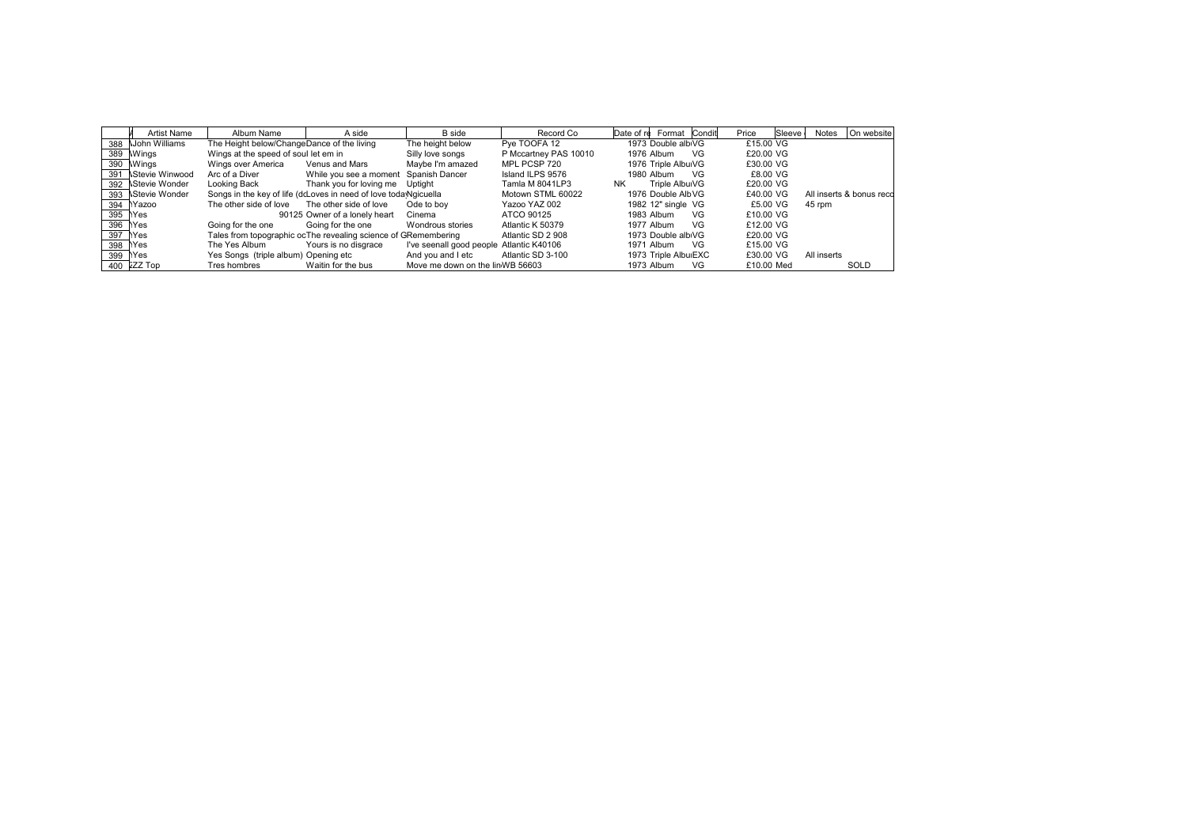| | Artist Name | Album Name | A side | B side | Record Co | Date of re | Format | Condit | Price | Sleeve | Notes | On website |
|---|---|---|---|---|---|---|---|---|---|---|---|---|
| 388 | John Williams | The Height below/Change | Dance of the living | The height below | Pye TOOFA 12 | 1973 | Double alb | VG | £15.00 | VG | | |
| 389 | Wings | Wings at the speed of soul | let em in | Silly love songs | P Mccartney PAS 10010 | 1976 | Album | VG | £20.00 | VG | | |
| 390 | Wings | Wings over America | Venus and Mars | Maybe I'm amazed | MPL PCSP 720 | 1976 | Triple Albu | VG | £30.00 | VG | | |
| 391 | Stevie Winwood | Arc of a Diver | While you see a moment | Spanish Dancer | Island ILPS 9576 | 1980 | Album | VG | £8.00 | VG | | |
| 392 | Stevie Wonder | Looking Back | Thank you for loving me | Uptight | Tamla M 8041LP3 | NK | Triple Albu | VG | £20.00 | VG | | |
| 393 | Stevie Wonder | Songs in the key of life (dc | Loves in need of love toda | Ngicuella | Motown STML 60022 | 1976 | Double Alb | VG | £40.00 | VG | All inserts & bonus reco | |
| 394 | Yazoo | The other side of love | The other side of love | Ode to boy | Yazoo YAZ 002 | 1982 | 12" single | VG | £5.00 | VG | 45 rpm | |
| 395 | Yes | 90125 | Owner of a lonely heart | Cinema | ATCO 90125 | 1983 | Album | VG | £10.00 | VG | | |
| 396 | Yes | Going for the one | Going for the one | Wondrous stories | Atlantic K 50379 | 1977 | Album | VG | £12.00 | VG | | |
| 397 | Yes | Tales from topographic oc | The revealing science of G | Remembering | Atlantic SD 2 908 | 1973 | Double alb | VG | £20.00 | VG | | |
| 398 | Yes | The Yes Album | Yours is no disgrace | I've seenall good people | Atlantic K40106 | 1971 | Album | VG | £15.00 | VG | | |
| 399 | Yes | Yes Songs (triple album) | Opening etc | And you and I etc | Atlantic SD 3-100 | 1973 | Triple Albu | EXC | £30.00 | VG | All inserts | |
| 400 | ZZ Top | Tres hombres | Waitin for the bus | Move me down on the lin | WB 56603 | 1973 | Album | VG | £10.00 | Med | | SOLD |